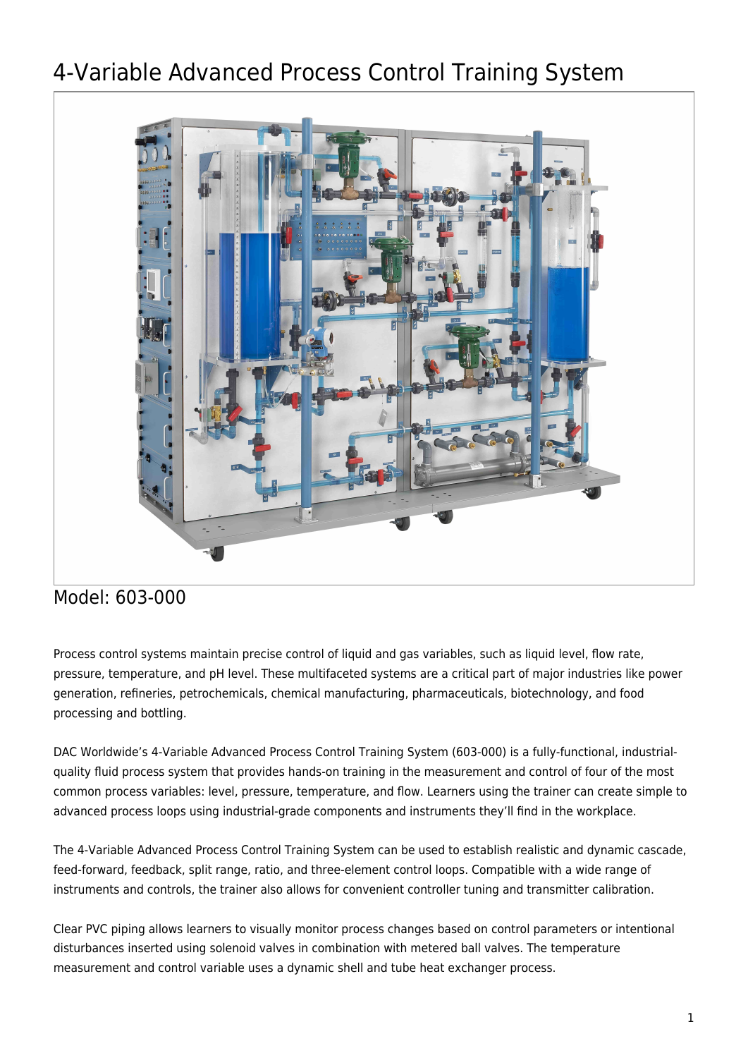# 4-Variable Advanced Process Control Training System

## Model: 603-000

Process control systems maintain precise control of liquid and gas variables, such as liquid level, flow rate, pressure, temperature, and pH level. These multifaceted systems are a critical part of major industries like power generation, refineries, petrochemicals, chemical manufacturing, pharmaceuticals, biotechnology, and food processing and bottling.

DAC Worldwide's 4-Variable Advanced Process Control Training System (603-000) is a fully-functional, industrial-quality fluid process system that provides hands-on training in the measurement and control of four of the most common process variables: level, pressure, temperature, and flow. Learners using the trainer can create simple to advanced process loops using industrial-grade components and instruments they'll find in the workplace.

The 4-Variable Advanced Process Control Training System can be used to establish realistic and dynamic cascade, feed-forward, feedback, split range, ratio, and three-element control loops. Compatible with a wide range of instruments and controls, the trainer also allows for convenient controller tuning and transmitter calibration.

Clear PVC piping allows learners to visually monitor process changes based on control parameters or intentional disturbances inserted using solenoid valves in combination with metered ball valves. The temperature measurement and control variable uses a dynamic shell and tube heat exchanger process.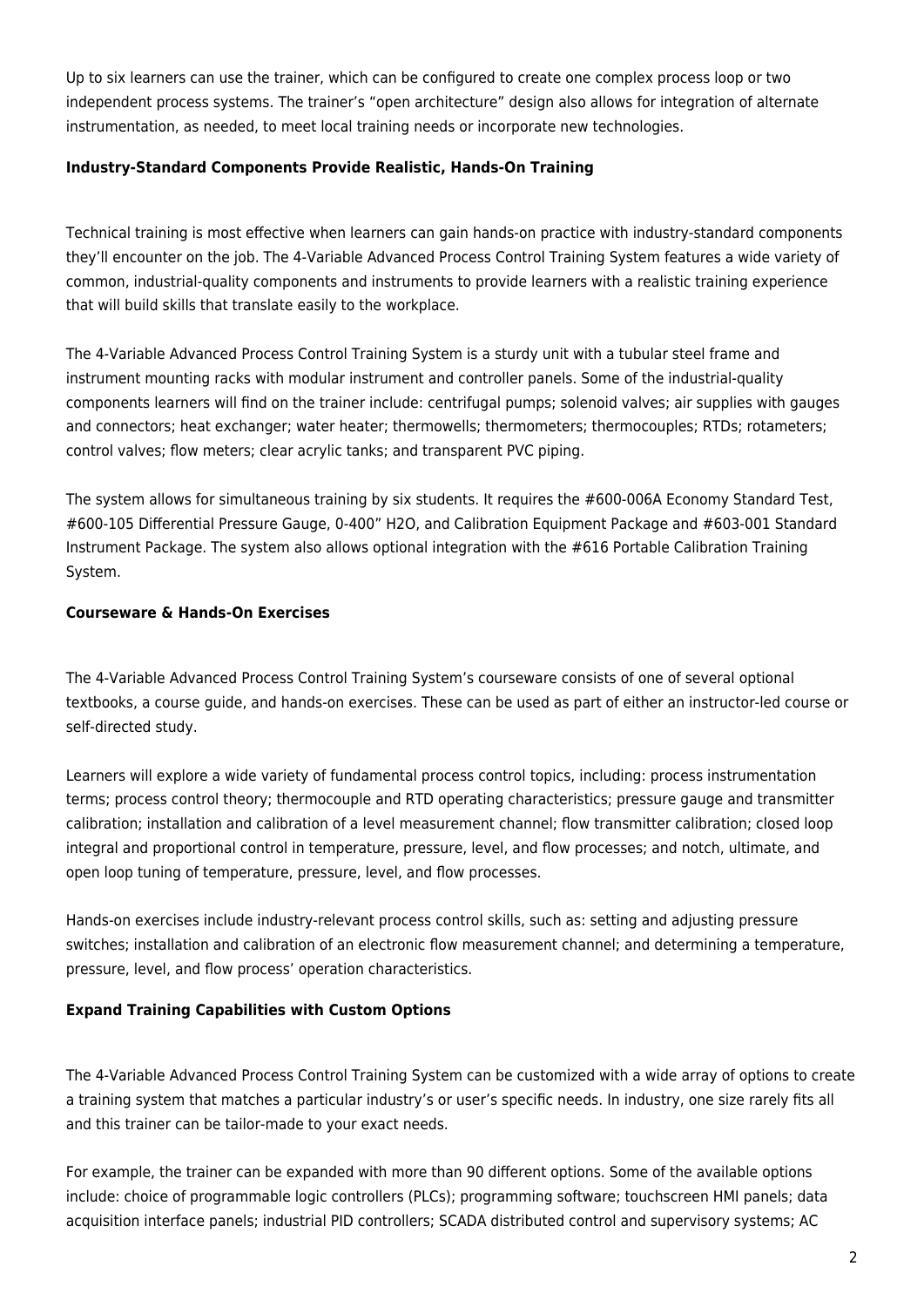Up to six learners can use the trainer, which can be configured to create one complex process loop or two independent process systems. The trainer's "open architecture" design also allows for integration of alternate instrumentation, as needed, to meet local training needs or incorporate new technologies.

**Industry-Standard Components Provide Realistic, Hands-On Training**

Technical training is most effective when learners can gain hands-on practice with industry-standard components they'll encounter on the job. The 4-Variable Advanced Process Control Training System features a wide variety of common, industrial-quality components and instruments to provide learners with a realistic training experience that will build skills that translate easily to the workplace.

The 4-Variable Advanced Process Control Training System is a sturdy unit with a tubular steel frame and instrument mounting racks with modular instrument and controller panels. Some of the industrial-quality components learners will find on the trainer include: centrifugal pumps; solenoid valves; air supplies with gauges and connectors; heat exchanger; water heater; thermowells; thermometers; thermocouples; RTDs; rotameters; control valves; flow meters; clear acrylic tanks; and transparent PVC piping.

The system allows for simultaneous training by six students. It requires the #600-006A Economy Standard Test, #600-105 Differential Pressure Gauge, 0-400" H2O, and Calibration Equipment Package and #603-001 Standard Instrument Package. The system also allows optional integration with the #616 Portable Calibration Training System.

**Courseware & Hands-On Exercises**

The 4-Variable Advanced Process Control Training System's courseware consists of one of several optional textbooks, a course guide, and hands-on exercises. These can be used as part of either an instructor-led course or self-directed study.

Learners will explore a wide variety of fundamental process control topics, including: process instrumentation terms; process control theory; thermocouple and RTD operating characteristics; pressure gauge and transmitter calibration; installation and calibration of a level measurement channel; flow transmitter calibration; closed loop integral and proportional control in temperature, pressure, level, and flow processes; and notch, ultimate, and open loop tuning of temperature, pressure, level, and flow processes.

Hands-on exercises include industry-relevant process control skills, such as: setting and adjusting pressure switches; installation and calibration of an electronic flow measurement channel; and determining a temperature, pressure, level, and flow process' operation characteristics.

**Expand Training Capabilities with Custom Options**

The 4-Variable Advanced Process Control Training System can be customized with a wide array of options to create a training system that matches a particular industry's or user's specific needs. In industry, one size rarely fits all and this trainer can be tailor-made to your exact needs.

For example, the trainer can be expanded with more than 90 different options. Some of the available options include: choice of programmable logic controllers (PLCs); programming software; touchscreen HMI panels; data acquisition interface panels; industrial PID controllers; SCADA distributed control and supervisory systems; AC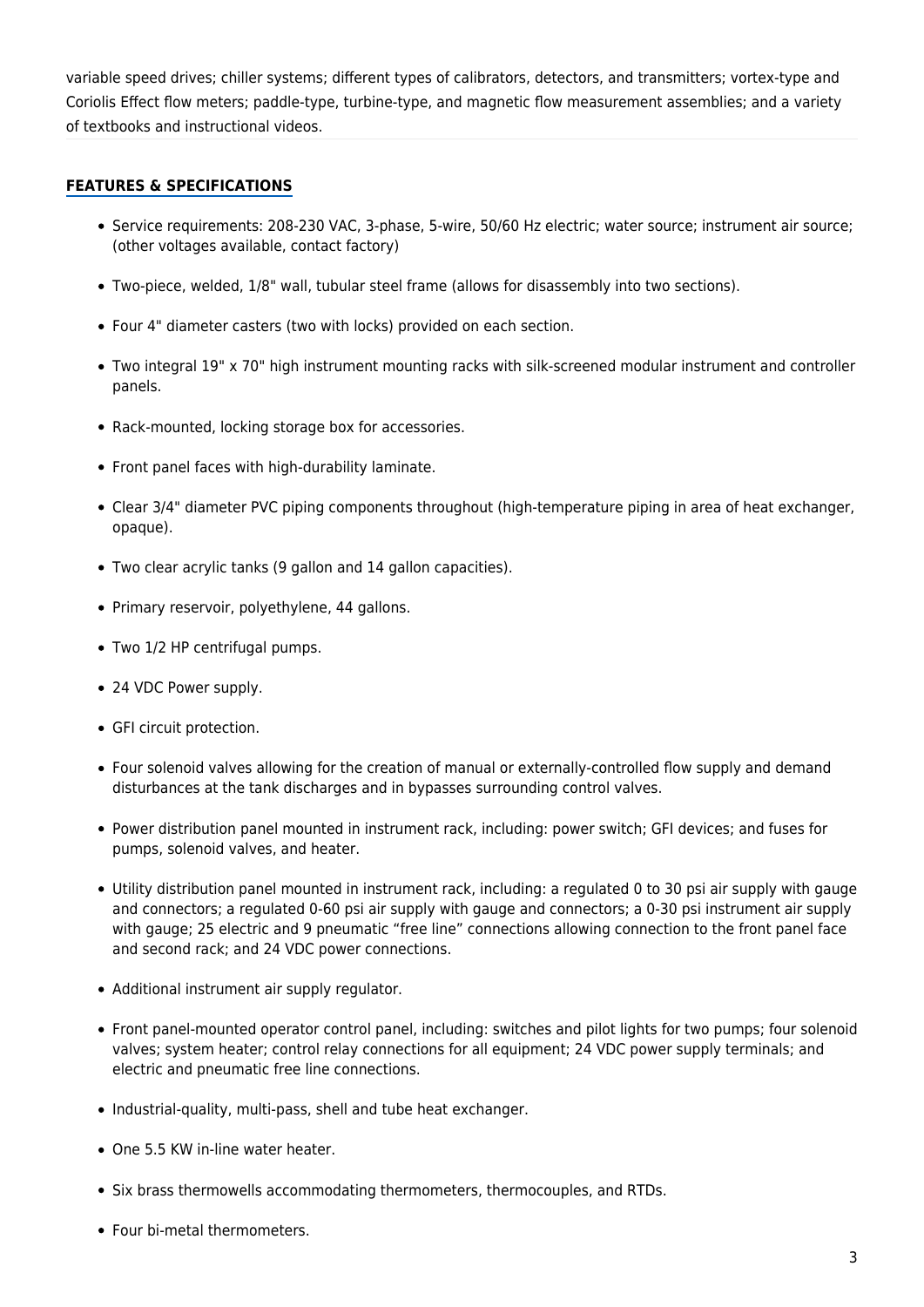variable speed drives; chiller systems; different types of calibrators, detectors, and transmitters; vortex-type and Coriolis Effect flow meters; paddle-type, turbine-type, and magnetic flow measurement assemblies; and a variety of textbooks and instructional videos.

## FEATURES & SPECIFICATIONS

- Service requirements: 208-230 VAC, 3-phase, 5-wire, 50/60 Hz electric; water source; instrument air source; (other voltages available, contact factory)
- Two-piece, welded, 1/8" wall, tubular steel frame (allows for disassembly into two sections).
- Four 4" diameter casters (two with locks) provided on each section.
- Two integral 19" x 70" high instrument mounting racks with silk-screened modular instrument and controller panels.
- Rack-mounted, locking storage box for accessories.
- Front panel faces with high-durability laminate.
- Clear 3/4" diameter PVC piping components throughout (high-temperature piping in area of heat exchanger, opaque).
- Two clear acrylic tanks (9 gallon and 14 gallon capacities).
- Primary reservoir, polyethylene, 44 gallons.
- Two 1/2 HP centrifugal pumps.
- 24 VDC Power supply.
- GFI circuit protection.
- Four solenoid valves allowing for the creation of manual or externally-controlled flow supply and demand disturbances at the tank discharges and in bypasses surrounding control valves.
- Power distribution panel mounted in instrument rack, including: power switch; GFI devices; and fuses for pumps, solenoid valves, and heater.
- Utility distribution panel mounted in instrument rack, including: a regulated 0 to 30 psi air supply with gauge and connectors; a regulated 0-60 psi air supply with gauge and connectors; a 0-30 psi instrument air supply with gauge; 25 electric and 9 pneumatic "free line" connections allowing connection to the front panel face and second rack; and 24 VDC power connections.
- Additional instrument air supply regulator.
- Front panel-mounted operator control panel, including: switches and pilot lights for two pumps; four solenoid valves; system heater; control relay connections for all equipment; 24 VDC power supply terminals; and electric and pneumatic free line connections.
- Industrial-quality, multi-pass, shell and tube heat exchanger.
- One 5.5 KW in-line water heater.
- Six brass thermowells accommodating thermometers, thermocouples, and RTDs.
- Four bi-metal thermometers.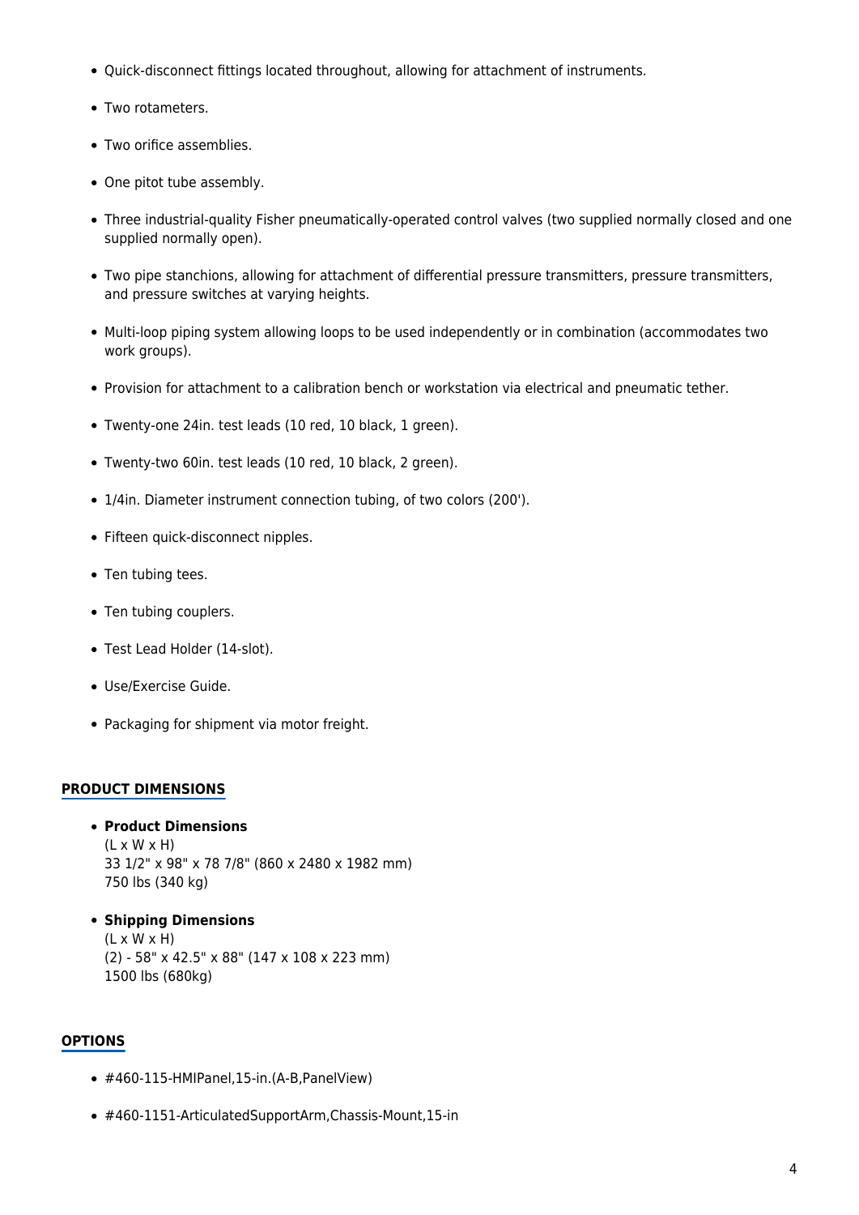- Quick-disconnect fittings located throughout, allowing for attachment of instruments.
- Two rotameters.
- Two orifice assemblies.
- One pitot tube assembly.
- Three industrial-quality Fisher pneumatically-operated control valves (two supplied normally closed and one supplied normally open).
- Two pipe stanchions, allowing for attachment of differential pressure transmitters, pressure transmitters, and pressure switches at varying heights.
- Multi-loop piping system allowing loops to be used independently or in combination (accommodates two work groups).
- Provision for attachment to a calibration bench or workstation via electrical and pneumatic tether.
- Twenty-one 24in. test leads (10 red, 10 black, 1 green).
- Twenty-two 60in. test leads (10 red, 10 black, 2 green).
- 1/4in. Diameter instrument connection tubing, of two colors (200').
- Fifteen quick-disconnect nipples.
- Ten tubing tees.
- Ten tubing couplers.
- Test Lead Holder (14-slot).
- Use/Exercise Guide.
- Packaging for shipment via motor freight.

## PRODUCT DIMENSIONS

- **Product Dimensions**
  (L x W x H)
  33 1/2" x 98" x 78 7/8" (860 x 2480 x 1982 mm)
  750 lbs (340 kg)
- **Shipping Dimensions**
  (L x W x H)
  (2) - 58" x 42.5" x 88" (147 x 108 x 223 mm)
  1500 lbs (680kg)

## OPTIONS

- #460-115-HMIPanel,15-in.(A-B,PanelView)
- #460-1151-ArticulatedSupportArm,Chassis-Mount,15-in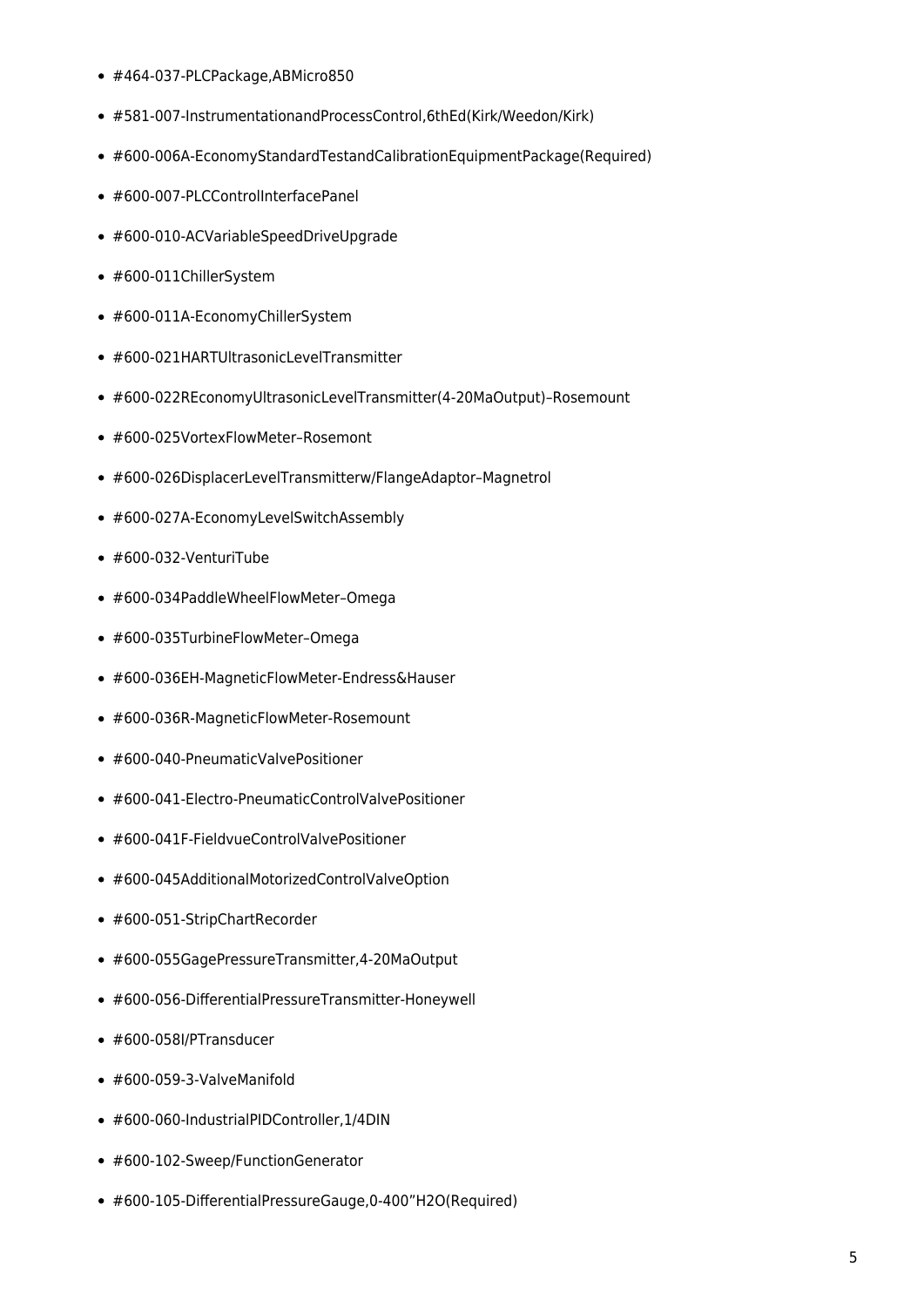- #464-037-PLCPackage,ABMicro850
- #581-007-InstrumentationandProcessControl,6thEd(Kirk/Weedon/Kirk)
- #600-006A-EconomyStandardTestandCalibrationEquipmentPackage(Required)
- #600-007-PLCControlInterfacePanel
- #600-010-ACVariableSpeedDriveUpgrade
- #600-011ChillerSystem
- #600-011A-EconomyChillerSystem
- #600-021HARTUltrasonicLevelTransmitter
- #600-022REconomyUltrasonicLevelTransmitter(4-20MaOutput)–Rosemount
- #600-025VortexFlowMeter–Rosemont
- #600-026DisplacerLevelTransmitterw/FlangeAdaptor–Magnetrol
- #600-027A-EconomyLevelSwitchAssembly
- #600-032-VenturiTube
- #600-034PaddleWheelFlowMeter–Omega
- #600-035TurbineFlowMeter–Omega
- #600-036EH-MagneticFlowMeter-Endress&Hauser
- #600-036R-MagneticFlowMeter-Rosemount
- #600-040-PneumaticValvePositioner
- #600-041-Electro-PneumaticControlValvePositioner
- #600-041F-FieldvueControlValvePositioner
- #600-045AdditionalMotorizedControlValveOption
- #600-051-StripChartRecorder
- #600-055GagePressureTransmitter,4-20MaOutput
- #600-056-DifferentialPressureTransmitter-Honeywell
- #600-058I/PTransducer
- #600-059-3-ValveManifold
- #600-060-IndustrialPIDController,1/4DIN
- #600-102-Sweep/FunctionGenerator
- #600-105-DifferentialPressureGauge,0-400"H2O(Required)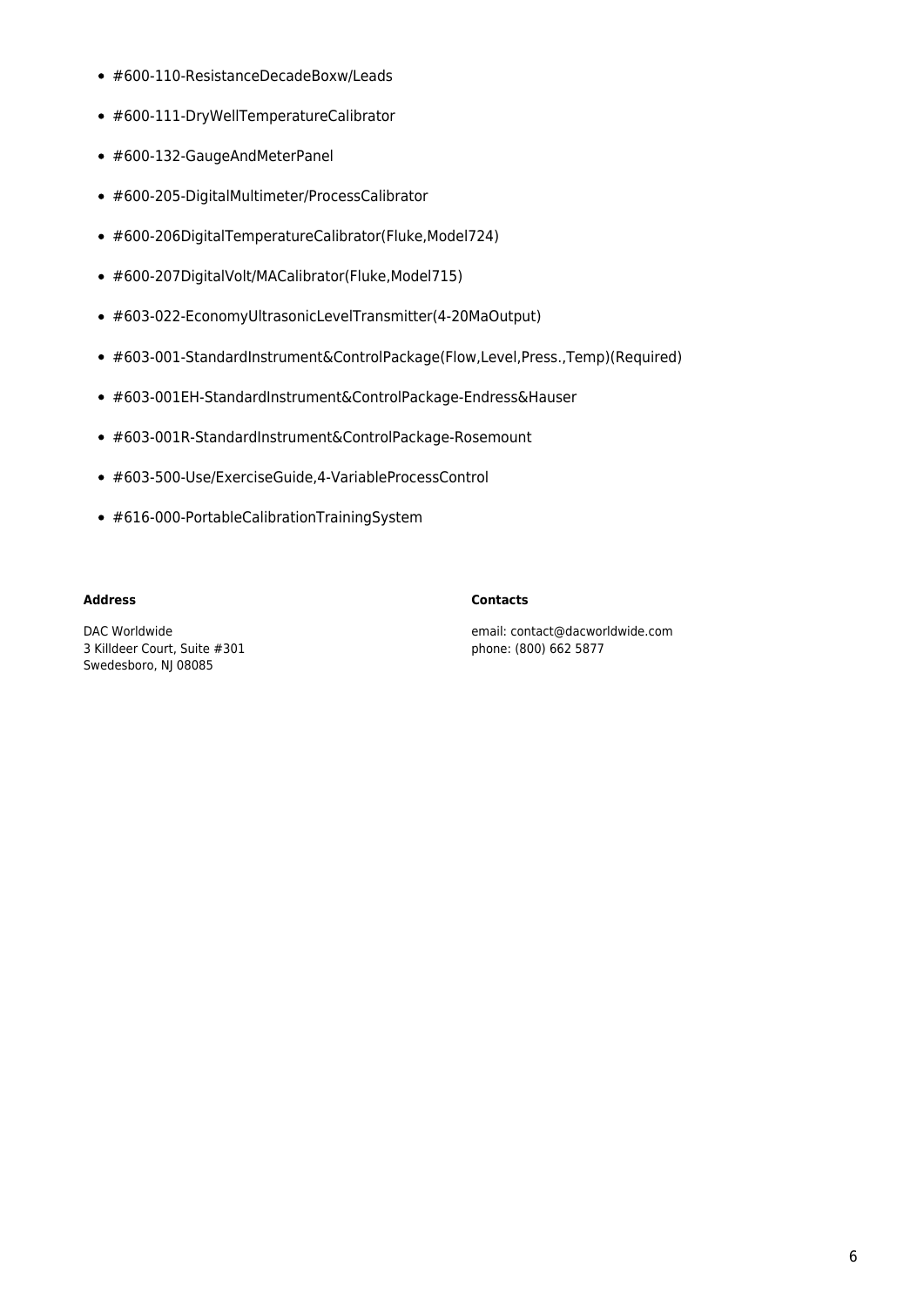- #600-110-ResistanceDecadeBoxw/Leads
- #600-111-DryWellTemperatureCalibrator
- #600-132-GaugeAndMeterPanel
- #600-205-DigitalMultimeter/ProcessCalibrator
- #600-206DigitalTemperatureCalibrator(Fluke,Model724)
- #600-207DigitalVolt/MACalibrator(Fluke,Model715)
- #603-022-EconomyUltrasonicLevelTransmitter(4-20MaOutput)
- #603-001-StandardInstrument&ControlPackage(Flow,Level,Press.,Temp)(Required)
- #603-001EH-StandardInstrument&ControlPackage-Endress&Hauser
- #603-001R-StandardInstrument&ControlPackage-Rosemount
- #603-500-Use/ExerciseGuide,4-VariableProcessControl
- #616-000-PortableCalibrationTrainingSystem

**Address**

DAC Worldwide
3 Killdeer Court, Suite #301
Swedesboro, NJ 08085

**Contacts**

email: contact@dacworldwide.com
phone: (800) 662 5877